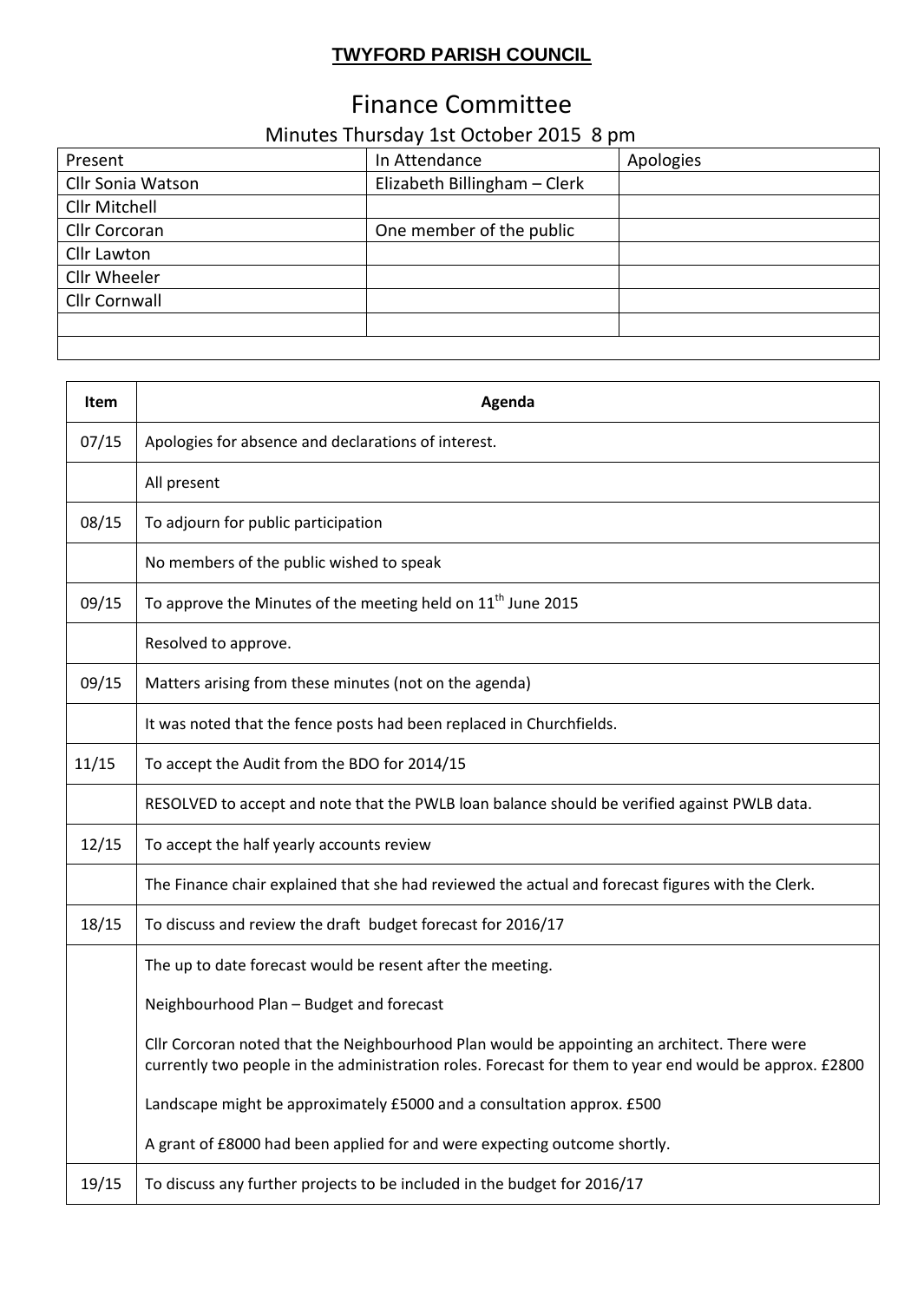**TWYFORD PARISH COUNCIL**

# Finance Committee

## Minutes Thursday 1st October 2015 8 pm

| Present | In Attendance | Apologies |
|---|---|---|
| Cllr Sonia Watson | Elizabeth Billingham – Clerk | |
| Cllr Mitchell | | |
| Cllr Corcoran | One member of the public | |
| Cllr Lawton | | |
| Cllr Wheeler | | |
| Cllr Cornwall | | |
| | | |
| | | |

| Item | Agenda |
|---|---|
| 07/15 | Apologies for absence and declarations of interest. |
| | All present |
| 08/15 | To adjourn for public participation |
| | No members of the public wished to speak |
| 09/15 | To approve the Minutes of the meeting held on 11th June 2015 |
| | Resolved to approve. |
| 09/15 | Matters arising from these minutes (not on the agenda) |
| | It was noted that the fence posts had been replaced in Churchfields. |
| 11/15 | To accept the Audit from the BDO for 2014/15 |
| | RESOLVED to accept and note that the PWLB loan balance should be verified against PWLB data. |
| 12/15 | To accept the half yearly accounts review |
| | The Finance chair explained that she had reviewed the actual and forecast figures with the Clerk. |
| 18/15 | To discuss and review the draft budget forecast for 2016/17 |
| | The up to date forecast would be resent after the meeting.<br><br>Neighbourhood Plan – Budget and forecast<br><br>Cllr Corcoran noted that the Neighbourhood Plan would be appointing an architect. There were currently two people in the administration roles. Forecast for them to year end would be approx. £2800<br><br>Landscape might be approximately £5000 and a consultation approx. £500<br><br>A grant of £8000 had been applied for and were expecting outcome shortly. |
| 19/15 | To discuss any further projects to be included in the budget for 2016/17 |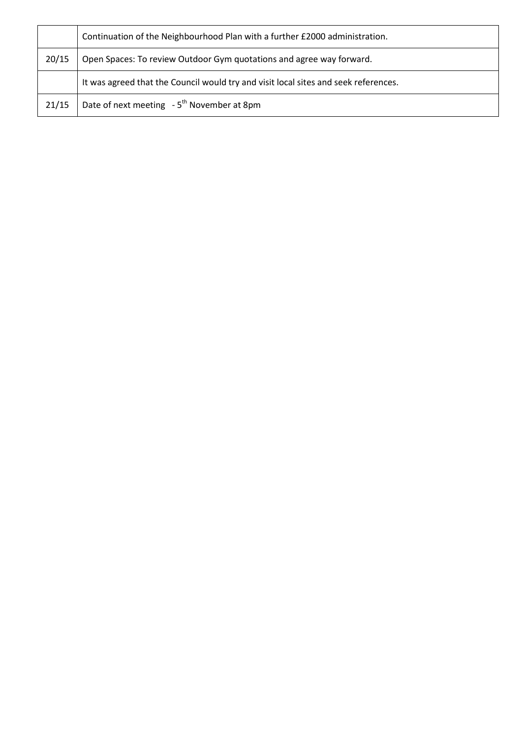| | |
|---|---|
| | Continuation of the Neighbourhood Plan with a further £2000 administration. |
| 20/15 | Open Spaces: To review Outdoor Gym quotations and agree way forward. |
| | It was agreed that the Council would try and visit local sites and seek references. |
| 21/15 | Date of next meeting - 5th November at 8pm |